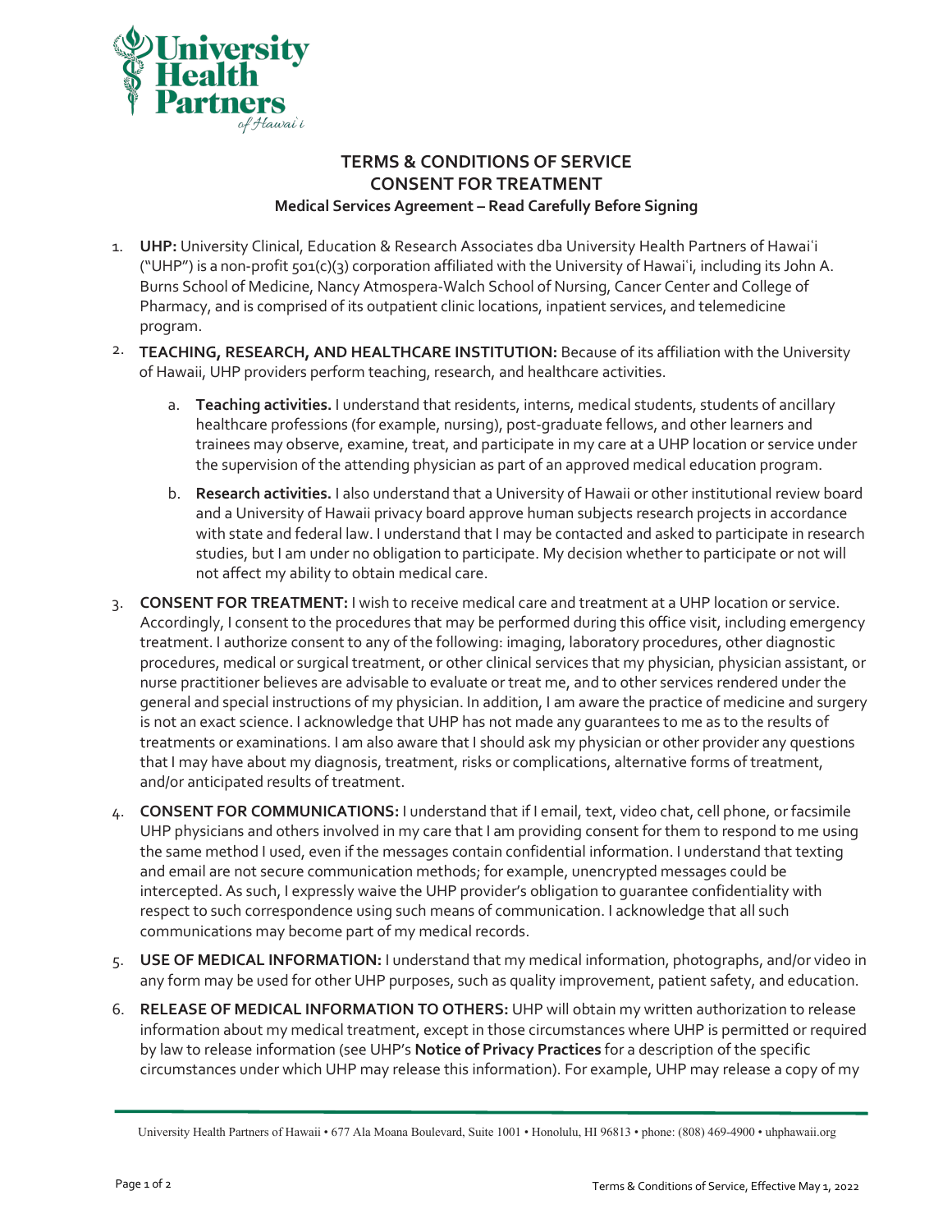University Health Partners of Hawaiʻi

# TERMS & CONDITIONS OF SERVICE
# CONSENT FOR TREATMENT

**Medical Services Agreement – Read Carefully Before Signing**

1. **UHP:** University Clinical, Education & Research Associates dba University Health Partners of Hawaiʻi ("UHP") is a non-profit 501(c)(3) corporation affiliated with the University of Hawaiʻi, including its John A. Burns School of Medicine, Nancy Atmospera-Walch School of Nursing, Cancer Center and College of Pharmacy, and is comprised of its outpatient clinic locations, inpatient services, and telemedicine program.

2. **TEACHING, RESEARCH, AND HEALTHCARE INSTITUTION:** Because of its affiliation with the University of Hawaii, UHP providers perform teaching, research, and healthcare activities.

   a. **Teaching activities.** I understand that residents, interns, medical students, students of ancillary healthcare professions (for example, nursing), post-graduate fellows, and other learners and trainees may observe, examine, treat, and participate in my care at a UHP location or service under the supervision of the attending physician as part of an approved medical education program.

   b. **Research activities.** I also understand that a University of Hawaii or other institutional review board and a University of Hawaii privacy board approve human subjects research projects in accordance with state and federal law. I understand that I may be contacted and asked to participate in research studies, but I am under no obligation to participate. My decision whether to participate or not will not affect my ability to obtain medical care.

3. **CONSENT FOR TREATMENT:** I wish to receive medical care and treatment at a UHP location or service. Accordingly, I consent to the procedures that may be performed during this office visit, including emergency treatment. I authorize consent to any of the following: imaging, laboratory procedures, other diagnostic procedures, medical or surgical treatment, or other clinical services that my physician, physician assistant, or nurse practitioner believes are advisable to evaluate or treat me, and to other services rendered under the general and special instructions of my physician. In addition, I am aware the practice of medicine and surgery is not an exact science. I acknowledge that UHP has not made any guarantees to me as to the results of treatments or examinations. I am also aware that I should ask my physician or other provider any questions that I may have about my diagnosis, treatment, risks or complications, alternative forms of treatment, and/or anticipated results of treatment.

4. **CONSENT FOR COMMUNICATIONS:** I understand that if I email, text, video chat, cell phone, or facsimile UHP physicians and others involved in my care that I am providing consent for them to respond to me using the same method I used, even if the messages contain confidential information. I understand that texting and email are not secure communication methods; for example, unencrypted messages could be intercepted. As such, I expressly waive the UHP provider's obligation to guarantee confidentiality with respect to such correspondence using such means of communication. I acknowledge that all such communications may become part of my medical records.

5. **USE OF MEDICAL INFORMATION:** I understand that my medical information, photographs, and/or video in any form may be used for other UHP purposes, such as quality improvement, patient safety, and education.

6. **RELEASE OF MEDICAL INFORMATION TO OTHERS:** UHP will obtain my written authorization to release information about my medical treatment, except in those circumstances where UHP is permitted or required by law to release information (see UHP's **Notice of Privacy Practices** for a description of the specific circumstances under which UHP may release this information). For example, UHP may release a copy of my

University Health Partners of Hawaii • 677 Ala Moana Boulevard, Suite 1001 • Honolulu, HI 96813 • phone: (808) 469-4900 • uhphawaii.org

Terms & Conditions of Service, Effective May 1, 2022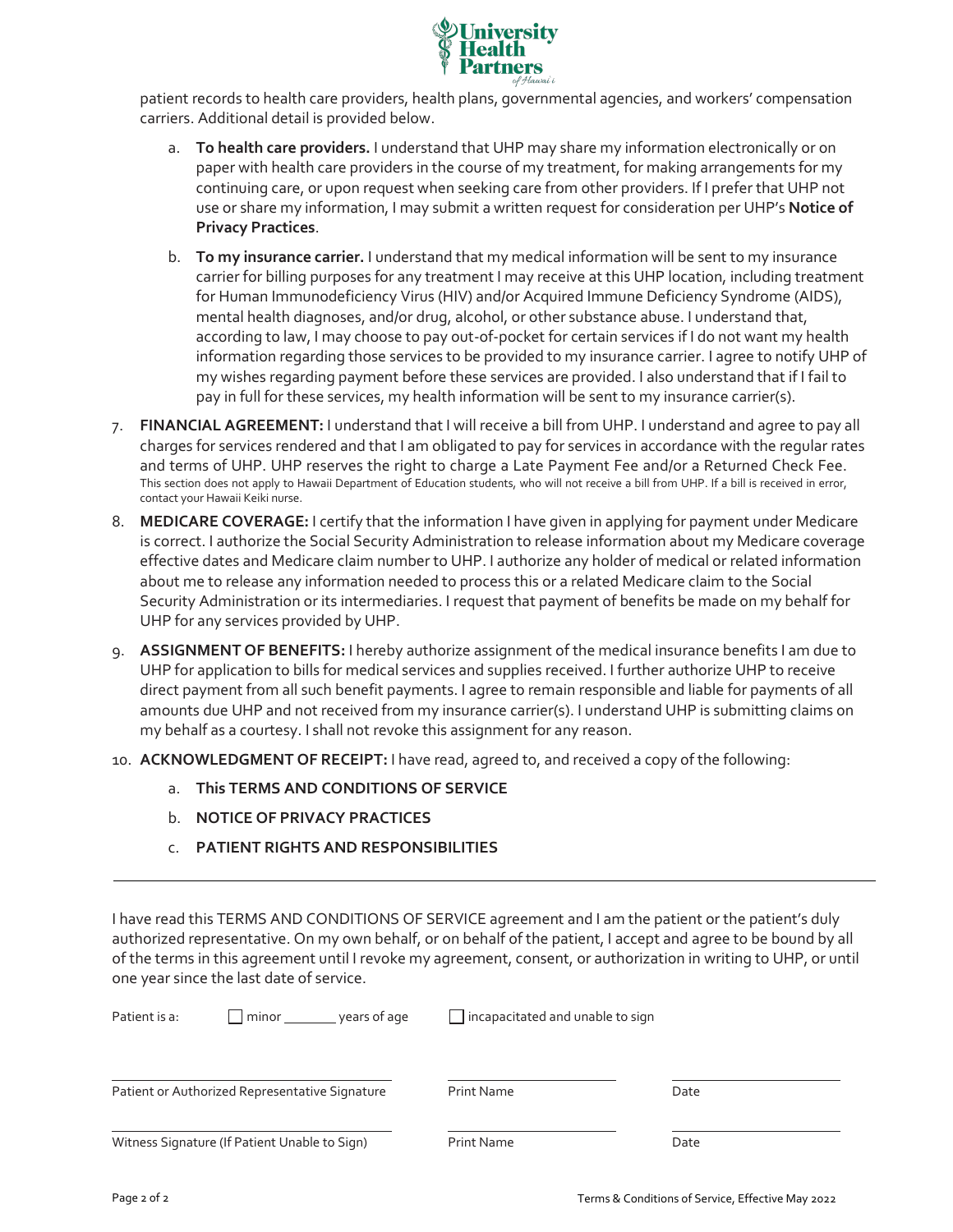patient records to health care providers, health plans, governmental agencies, and workers' compensation carriers. Additional detail is provided below.

   a. **To health care providers.** I understand that UHP may share my information electronically or on paper with health care providers in the course of my treatment, for making arrangements for my continuing care, or upon request when seeking care from other providers. If I prefer that UHP not use or share my information, I may submit a written request for consideration per UHP's **Notice of Privacy Practices**.

   b. **To my insurance carrier.** I understand that my medical information will be sent to my insurance carrier for billing purposes for any treatment I may receive at this UHP location, including treatment for Human Immunodeficiency Virus (HIV) and/or Acquired Immune Deficiency Syndrome (AIDS), mental health diagnoses, and/or drug, alcohol, or other substance abuse. I understand that, according to law, I may choose to pay out-of-pocket for certain services if I do not want my health information regarding those services to be provided to my insurance carrier. I agree to notify UHP of my wishes regarding payment before these services are provided. I also understand that if I fail to pay in full for these services, my health information will be sent to my insurance carrier(s).

7. **FINANCIAL AGREEMENT:** I understand that I will receive a bill from UHP. I understand and agree to pay all charges for services rendered and that I am obligated to pay for services in accordance with the regular rates and terms of UHP. UHP reserves the right to charge a Late Payment Fee and/or a Returned Check Fee. This section does not apply to Hawaii Department of Education students, who will not receive a bill from UHP. If a bill is received in error, contact your Hawaii Keiki nurse.

8. **MEDICARE COVERAGE:** I certify that the information I have given in applying for payment under Medicare is correct. I authorize the Social Security Administration to release information about my Medicare coverage effective dates and Medicare claim number to UHP. I authorize any holder of medical or related information about me to release any information needed to process this or a related Medicare claim to the Social Security Administration or its intermediaries. I request that payment of benefits be made on my behalf for UHP for any services provided by UHP.

9. **ASSIGNMENT OF BENEFITS:** I hereby authorize assignment of the medical insurance benefits I am due to UHP for application to bills for medical services and supplies received. I further authorize UHP to receive direct payment from all such benefit payments. I agree to remain responsible and liable for payments of all amounts due UHP and not received from my insurance carrier(s). I understand UHP is submitting claims on my behalf as a courtesy. I shall not revoke this assignment for any reason.

10. **ACKNOWLEDGMENT OF RECEIPT:** I have read, agreed to, and received a copy of the following:

    a. **This TERMS AND CONDITIONS OF SERVICE**

    b. **NOTICE OF PRIVACY PRACTICES**

    c. **PATIENT RIGHTS AND RESPONSIBILITIES**

---

I have read this TERMS AND CONDITIONS OF SERVICE agreement and I am the patient or the patient's duly authorized representative. On my own behalf, or on behalf of the patient, I accept and agree to be bound by all of the terms in this agreement until I revoke my agreement, consent, or authorization in writing to UHP, or until one year since the last date of service.

Patient is a: ☐ minor ________ years of age ☐ incapacitated and unable to sign

| | | |
|---|---|---|
| Patient or Authorized Representative Signature | Print Name | Date |
| Witness Signature (If Patient Unable to Sign) | Print Name | Date |

Terms & Conditions of Service, Effective May 2022